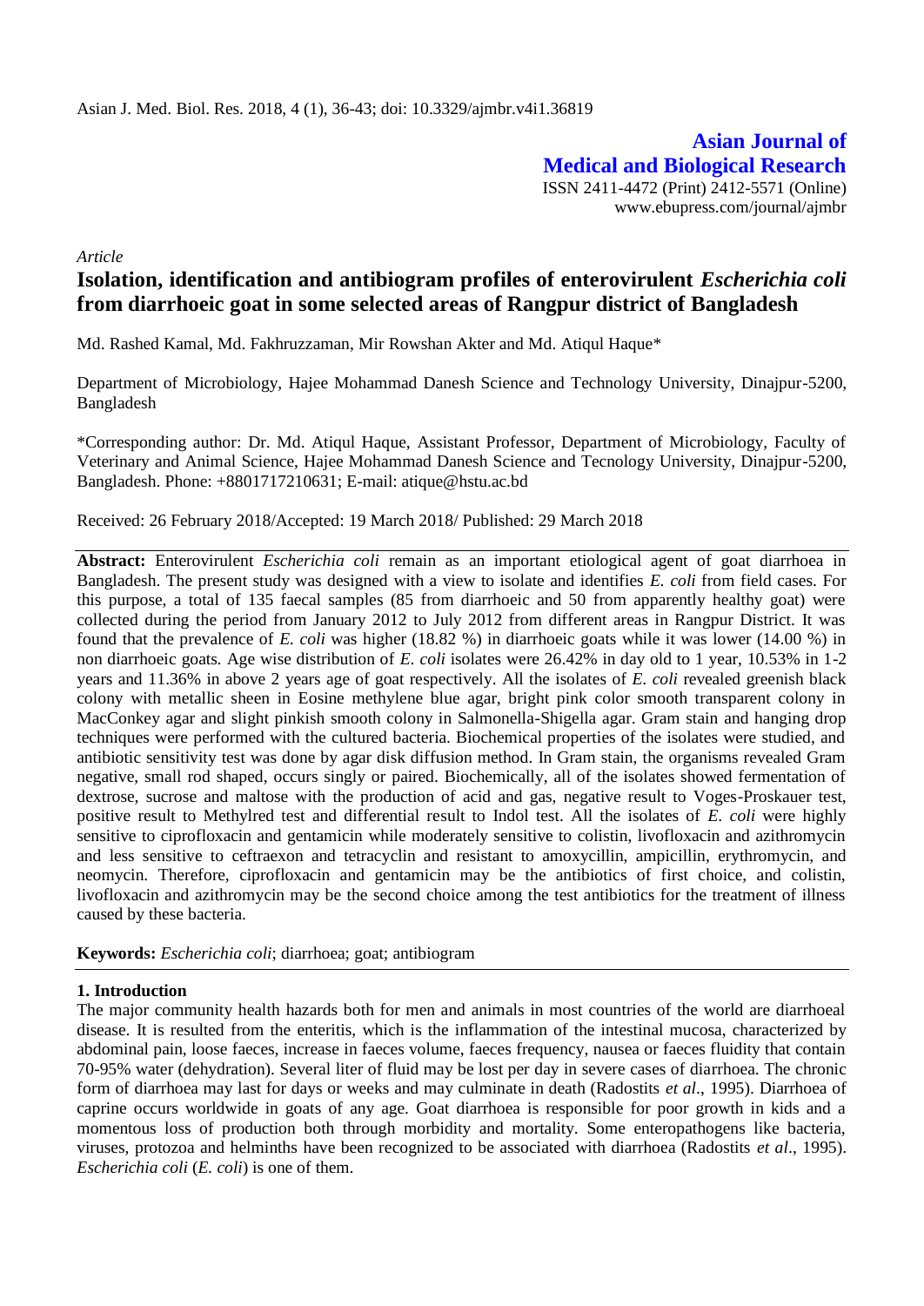Asian J. Med. Biol. Res. 2018, 4 (1), 36-43; doi: 10.3329/ajmbr.v4i1.36819

**Asian Journal of Medical and Biological Research**
ISSN 2411-4472 (Print) 2412-5571 (Online)
www.ebupress.com/journal/ajmbr

*Article*

# Isolation, identification and antibiogram profiles of enterovirulent *Escherichia coli* from diarrhoeic goat in some selected areas of Rangpur district of Bangladesh

Md. Rashed Kamal, Md. Fakhruzzaman, Mir Rowshan Akter and Md. Atiqul Haque*

Department of Microbiology, Hajee Mohammad Danesh Science and Technology University, Dinajpur-5200, Bangladesh

*Corresponding author: Dr. Md. Atiqul Haque, Assistant Professor, Department of Microbiology, Faculty of Veterinary and Animal Science, Hajee Mohammad Danesh Science and Tecnology University, Dinajpur-5200, Bangladesh. Phone: +8801717210631; E-mail: atique@hstu.ac.bd

Received: 26 February 2018/Accepted: 19 March 2018/ Published: 29 March 2018

**Abstract:** Enterovirulent *Escherichia coli* remain as an important etiological agent of goat diarrhoea in Bangladesh. The present study was designed with a view to isolate and identifies *E. coli* from field cases. For this purpose, a total of 135 faecal samples (85 from diarrhoeic and 50 from apparently healthy goat) were collected during the period from January 2012 to July 2012 from different areas in Rangpur District. It was found that the prevalence of *E. coli* was higher (18.82 %) in diarrhoeic goats while it was lower (14.00 %) in non diarrhoeic goats. Age wise distribution of *E. coli* isolates were 26.42% in day old to 1 year, 10.53% in 1-2 years and 11.36% in above 2 years age of goat respectively. All the isolates of *E. coli* revealed greenish black colony with metallic sheen in Eosine methylene blue agar, bright pink color smooth transparent colony in MacConkey agar and slight pinkish smooth colony in Salmonella-Shigella agar. Gram stain and hanging drop techniques were performed with the cultured bacteria. Biochemical properties of the isolates were studied, and antibiotic sensitivity test was done by agar disk diffusion method. In Gram stain, the organisms revealed Gram negative, small rod shaped, occurs singly or paired. Biochemically, all of the isolates showed fermentation of dextrose, sucrose and maltose with the production of acid and gas, negative result to Voges-Proskauer test, positive result to Methylred test and differential result to Indol test. All the isolates of *E. coli* were highly sensitive to ciprofloxacin and gentamicin while moderately sensitive to colistin, livofloxacin and azithromycin and less sensitive to ceftraexon and tetracyclin and resistant to amoxycillin, ampicillin, erythromycin, and neomycin. Therefore, ciprofloxacin and gentamicin may be the antibiotics of first choice, and colistin, livofloxacin and azithromycin may be the second choice among the test antibiotics for the treatment of illness caused by these bacteria.

**Keywords:** *Escherichia coli*; diarrhoea; goat; antibiogram

## 1. Introduction

The major community health hazards both for men and animals in most countries of the world are diarrhoeal disease. It is resulted from the enteritis, which is the inflammation of the intestinal mucosa, characterized by abdominal pain, loose faeces, increase in faeces volume, faeces frequency, nausea or faeces fluidity that contain 70-95% water (dehydration). Several liter of fluid may be lost per day in severe cases of diarrhoea. The chronic form of diarrhoea may last for days or weeks and may culminate in death (Radostits *et al*., 1995). Diarrhoea of caprine occurs worldwide in goats of any age. Goat diarrhoea is responsible for poor growth in kids and a momentous loss of production both through morbidity and mortality. Some enteropathogens like bacteria, viruses, protozoa and helminths have been recognized to be associated with diarrhoea (Radostits *et al*., 1995). *Escherichia coli* (*E. coli*) is one of them.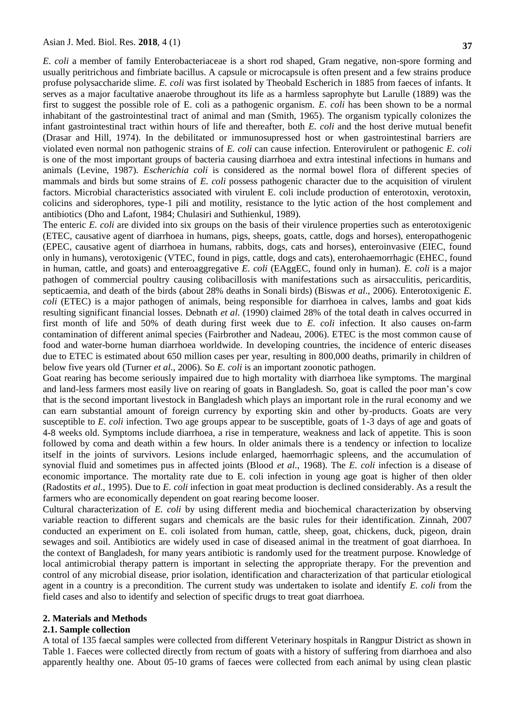*E. coli* a member of family Enterobacteriaceae is a short rod shaped, Gram negative, non-spore forming and usually peritrichous and fimbriate bacillus. A capsule or microcapsule is often present and a few strains produce profuse polysaccharide slime. *E. coli* was first isolated by Theobald Escherich in 1885 from faeces of infants. It serves as a major facultative anaerobe throughout its life as a harmless saprophyte but Larulle (1889) was the first to suggest the possible role of E. coli as a pathogenic organism. *E. coli* has been shown to be a normal inhabitant of the gastrointestinal tract of animal and man (Smith, 1965). The organism typically colonizes the infant gastrointestinal tract within hours of life and thereafter, both *E. coli* and the host derive mutual benefit (Drasar and Hill, 1974). In the debilitated or immunosupressed host or when gastrointestinal barriers are violated even normal non pathogenic strains of *E. coli* can cause infection. Enterovirulent or pathogenic *E. coli* is one of the most important groups of bacteria causing diarrhoea and extra intestinal infections in humans and animals (Levine, 1987). *Escherichia coli* is considered as the normal bowel flora of different species of mammals and birds but some strains of *E. coli* possess pathogenic character due to the acquisition of virulent factors. Microbial characteristics associated with virulent E. coli include production of enterotoxin, verotoxin, colicins and siderophores, type-1 pili and motility, resistance to the lytic action of the host complement and antibiotics (Dho and Lafont, 1984; Chulasiri and Suthienkul, 1989).

The enteric *E. coli* are divided into six groups on the basis of their virulence properties such as enterotoxigenic (ETEC, causative agent of diarrhoea in humans, pigs, sheeps, goats, cattle, dogs and horses), enteropathogenic (EPEC, causative agent of diarrhoea in humans, rabbits, dogs, cats and horses), enteroinvasive (EIEC, found only in humans), verotoxigenic (VTEC, found in pigs, cattle, dogs and cats), enterohaemorrhagic (EHEC, found in human, cattle, and goats) and enteroaggregative *E. coli* (EAggEC, found only in human). *E. coli* is a major pathogen of commercial poultry causing colibacillosis with manifestations such as airsacculitis, pericarditis, septicaemia, and death of the birds (about 28% deaths in Sonali birds) (Biswas *et al*., 2006). Enterotoxigenic *E. coli* (ETEC) is a major pathogen of animals, being responsible for diarrhoea in calves, lambs and goat kids resulting significant financial losses. Debnath *et al*. (1990) claimed 28% of the total death in calves occurred in first month of life and 50% of death during first week due to *E. coli* infection. It also causes on-farm contamination of different animal species (Fairbrother and Nadeau, 2006). ETEC is the most common cause of food and water-borne human diarrhoea worldwide. In developing countries, the incidence of enteric diseases due to ETEC is estimated about 650 million cases per year, resulting in 800,000 deaths, primarily in children of below five years old (Turner *et al*., 2006). So *E. coli* is an important zoonotic pathogen.

Goat rearing has become seriously impaired due to high mortality with diarrhoea like symptoms. The marginal and land-less farmers most easily live on rearing of goats in Bangladesh. So, goat is called the poor man's cow that is the second important livestock in Bangladesh which plays an important role in the rural economy and we can earn substantial amount of foreign currency by exporting skin and other by-products. Goats are very susceptible to *E. coli* infection. Two age groups appear to be susceptible, goats of 1-3 days of age and goats of 4-8 weeks old. Symptoms include diarrhoea, a rise in temperature, weakness and lack of appetite. This is soon followed by coma and death within a few hours. In older animals there is a tendency or infection to localize itself in the joints of survivors. Lesions include enlarged, haemorrhagic spleens, and the accumulation of synovial fluid and sometimes pus in affected joints (Blood *et al*., 1968). The *E. coli* infection is a disease of economic importance. The mortality rate due to E. coli infection in young age goat is higher of then older (Radostits *et al*., 1995). Due to *E. coli* infection in goat meat production is declined considerably. As a result the farmers who are economically dependent on goat rearing become looser.

Cultural characterization of *E. coli* by using different media and biochemical characterization by observing variable reaction to different sugars and chemicals are the basic rules for their identification. Zinnah, 2007 conducted an experiment on E. coli isolated from human, cattle, sheep, goat, chickens, duck, pigeon, drain sewages and soil. Antibiotics are widely used in case of diseased animal in the treatment of goat diarrhoea. In the context of Bangladesh, for many years antibiotic is randomly used for the treatment purpose. Knowledge of local antimicrobial therapy pattern is important in selecting the appropriate therapy. For the prevention and control of any microbial disease, prior isolation, identification and characterization of that particular etiological agent in a country is a precondition. The current study was undertaken to isolate and identify *E. coli* from the field cases and also to identify and selection of specific drugs to treat goat diarrhoea.

## 2. Materials and Methods

### 2.1. Sample collection

A total of 135 faecal samples were collected from different Veterinary hospitals in Rangpur District as shown in Table 1. Faeces were collected directly from rectum of goats with a history of suffering from diarrhoea and also apparently healthy one. About 05-10 grams of faeces were collected from each animal by using clean plastic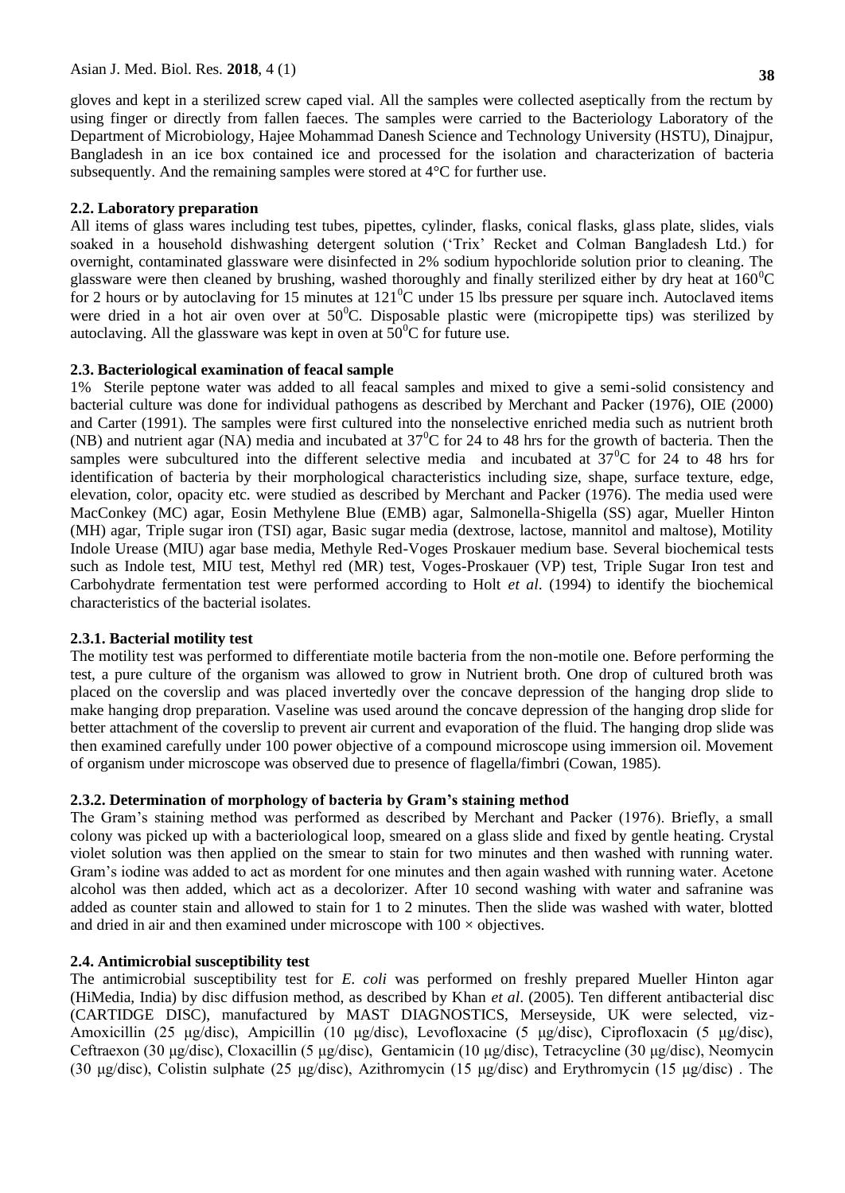gloves and kept in a sterilized screw caped vial. All the samples were collected aseptically from the rectum by using finger or directly from fallen faeces. The samples were carried to the Bacteriology Laboratory of the Department of Microbiology, Hajee Mohammad Danesh Science and Technology University (HSTU), Dinajpur, Bangladesh in an ice box contained ice and processed for the isolation and characterization of bacteria subsequently. And the remaining samples were stored at 4°C for further use.

### 2.2. Laboratory preparation

All items of glass wares including test tubes, pipettes, cylinder, flasks, conical flasks, glass plate, slides, vials soaked in a household dishwashing detergent solution ('Trix' Recket and Colman Bangladesh Ltd.) for overnight, contaminated glassware were disinfected in 2% sodium hypochloride solution prior to cleaning. The glassware were then cleaned by brushing, washed thoroughly and finally sterilized either by dry heat at $160^0$C for 2 hours or by autoclaving for 15 minutes at $121^0$C under 15 lbs pressure per square inch. Autoclaved items were dried in a hot air oven over at $50^0$C. Disposable plastic were (micropipette tips) was sterilized by autoclaving. All the glassware was kept in oven at $50^0$C for future use.

### 2.3. Bacteriological examination of feacal sample

1% Sterile peptone water was added to all feacal samples and mixed to give a semi-solid consistency and bacterial culture was done for individual pathogens as described by Merchant and Packer (1976), OIE (2000) and Carter (1991). The samples were first cultured into the nonselective enriched media such as nutrient broth (NB) and nutrient agar (NA) media and incubated at $37^0$C for 24 to 48 hrs for the growth of bacteria. Then the samples were subcultured into the different selective media and incubated at $37^0$C for 24 to 48 hrs for identification of bacteria by their morphological characteristics including size, shape, surface texture, edge, elevation, color, opacity etc. were studied as described by Merchant and Packer (1976). The media used were MacConkey (MC) agar, Eosin Methylene Blue (EMB) agar, Salmonella-Shigella (SS) agar, Mueller Hinton (MH) agar, Triple sugar iron (TSI) agar, Basic sugar media (dextrose, lactose, mannitol and maltose), Motility Indole Urease (MIU) agar base media, Methyle Red-Voges Proskauer medium base. Several biochemical tests such as Indole test, MIU test, Methyl red (MR) test, Voges-Proskauer (VP) test, Triple Sugar Iron test and Carbohydrate fermentation test were performed according to Holt *et al*. (1994) to identify the biochemical characteristics of the bacterial isolates.

#### 2.3.1. Bacterial motility test

The motility test was performed to differentiate motile bacteria from the non-motile one. Before performing the test, a pure culture of the organism was allowed to grow in Nutrient broth. One drop of cultured broth was placed on the coverslip and was placed invertedly over the concave depression of the hanging drop slide to make hanging drop preparation. Vaseline was used around the concave depression of the hanging drop slide for better attachment of the coverslip to prevent air current and evaporation of the fluid. The hanging drop slide was then examined carefully under 100 power objective of a compound microscope using immersion oil. Movement of organism under microscope was observed due to presence of flagella/fimbri (Cowan, 1985).

#### 2.3.2. Determination of morphology of bacteria by Gram's staining method

The Gram's staining method was performed as described by Merchant and Packer (1976). Briefly, a small colony was picked up with a bacteriological loop, smeared on a glass slide and fixed by gentle heating. Crystal violet solution was then applied on the smear to stain for two minutes and then washed with running water. Gram's iodine was added to act as mordent for one minutes and then again washed with running water. Acetone alcohol was then added, which act as a decolorizer. After 10 second washing with water and safranine was added as counter stain and allowed to stain for 1 to 2 minutes. Then the slide was washed with water, blotted and dried in air and then examined under microscope with 100 × objectives.

### 2.4. Antimicrobial susceptibility test

The antimicrobial susceptibility test for *E. coli* was performed on freshly prepared Mueller Hinton agar (HiMedia, India) by disc diffusion method, as described by Khan *et al*. (2005). Ten different antibacterial disc (CARTIDGE DISC), manufactured by MAST DIAGNOSTICS, Merseyside, UK were selected, viz- Amoxicillin (25 μg/disc), Ampicillin (10 μg/disc), Levofloxacine (5 μg/disc), Ciprofloxacin (5 μg/disc), Ceftraexon (30 μg/disc), Cloxacillin (5 μg/disc), Gentamicin (10 μg/disc), Tetracycline (30 μg/disc), Neomycin (30 μg/disc), Colistin sulphate (25 μg/disc), Azithromycin (15 μg/disc) and Erythromycin (15 μg/disc) . The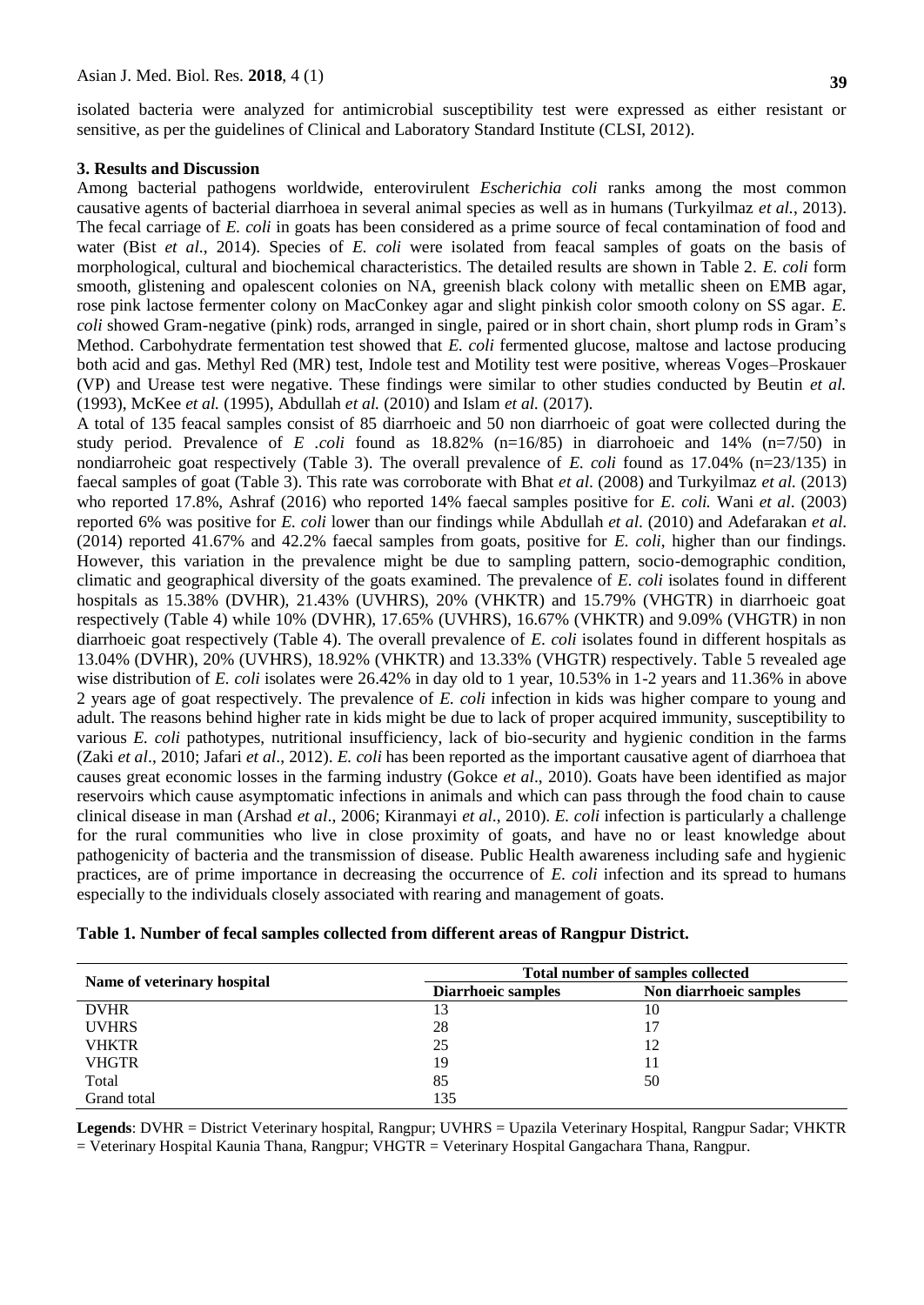isolated bacteria were analyzed for antimicrobial susceptibility test were expressed as either resistant or sensitive, as per the guidelines of Clinical and Laboratory Standard Institute (CLSI, 2012).

## 3. Results and Discussion

Among bacterial pathogens worldwide, enterovirulent *Escherichia coli* ranks among the most common causative agents of bacterial diarrhoea in several animal species as well as in humans (Turkyilmaz *et al.*, 2013). The fecal carriage of *E. coli* in goats has been considered as a prime source of fecal contamination of food and water (Bist *et al*., 2014). Species of *E. coli* were isolated from feacal samples of goats on the basis of morphological, cultural and biochemical characteristics. The detailed results are shown in Table 2. *E. coli* form smooth, glistening and opalescent colonies on NA, greenish black colony with metallic sheen on EMB agar, rose pink lactose fermenter colony on MacConkey agar and slight pinkish color smooth colony on SS agar. *E. coli* showed Gram-negative (pink) rods, arranged in single, paired or in short chain, short plump rods in Gram's Method. Carbohydrate fermentation test showed that *E. coli* fermented glucose, maltose and lactose producing both acid and gas. Methyl Red (MR) test, Indole test and Motility test were positive, whereas Voges–Proskauer (VP) and Urease test were negative. These findings were similar to other studies conducted by Beutin *et al.* (1993), McKee *et al.* (1995), Abdullah *et al.* (2010) and Islam *et al.* (2017).

A total of 135 feacal samples consist of 85 diarrhoeic and 50 non diarrhoeic of goat were collected during the study period. Prevalence of *E .coli* found as 18.82% (n=16/85) in diarrohoeic and 14% (n=7/50) in nondiarroheic goat respectively (Table 3). The overall prevalence of *E. coli* found as 17.04% (n=23/135) in faecal samples of goat (Table 3). This rate was corroborate with Bhat *et al.* (2008) and Turkyilmaz *et al.* (2013) who reported 17.8%, Ashraf (2016) who reported 14% faecal samples positive for *E. coli.* Wani *et al*. (2003) reported 6% was positive for *E. coli* lower than our findings while Abdullah *et al*. (2010) and Adefarakan *et al*. (2014) reported 41.67% and 42.2% faecal samples from goats, positive for *E. coli*, higher than our findings. However, this variation in the prevalence might be due to sampling pattern, socio-demographic condition, climatic and geographical diversity of the goats examined. The prevalence of *E. coli* isolates found in different hospitals as 15.38% (DVHR), 21.43% (UVHRS), 20% (VHKTR) and 15.79% (VHGTR) in diarrhoeic goat respectively (Table 4) while 10% (DVHR), 17.65% (UVHRS), 16.67% (VHKTR) and 9.09% (VHGTR) in non diarrhoeic goat respectively (Table 4). The overall prevalence of *E. coli* isolates found in different hospitals as 13.04% (DVHR), 20% (UVHRS), 18.92% (VHKTR) and 13.33% (VHGTR) respectively. Table 5 revealed age wise distribution of *E. coli* isolates were 26.42% in day old to 1 year, 10.53% in 1-2 years and 11.36% in above 2 years age of goat respectively. The prevalence of *E. coli* infection in kids was higher compare to young and adult. The reasons behind higher rate in kids might be due to lack of proper acquired immunity, susceptibility to various *E. coli* pathotypes, nutritional insufficiency, lack of bio-security and hygienic condition in the farms (Zaki *et al*., 2010; Jafari *et al*., 2012). *E. coli* has been reported as the important causative agent of diarrhoea that causes great economic losses in the farming industry (Gokce *et al*., 2010). Goats have been identified as major reservoirs which cause asymptomatic infections in animals and which can pass through the food chain to cause clinical disease in man (Arshad *et al*., 2006; Kiranmayi *et al*., 2010). *E. coli* infection is particularly a challenge for the rural communities who live in close proximity of goats, and have no or least knowledge about pathogenicity of bacteria and the transmission of disease. Public Health awareness including safe and hygienic practices, are of prime importance in decreasing the occurrence of *E. coli* infection and its spread to humans especially to the individuals closely associated with rearing and management of goats.

**Table 1. Number of fecal samples collected from different areas of Rangpur District.**

| Name of veterinary hospital | Total number of samples collected | |
|---|---|---|
| | Diarrhoeic samples | Non diarrhoeic samples |
| DVHR | 13 | 10 |
| UVHRS | 28 | 17 |
| VHKTR | 25 | 12 |
| VHGTR | 19 | 11 |
| Total | 85 | 50 |
| Grand total | 135 | |

**Legends**: DVHR = District Veterinary hospital, Rangpur; UVHRS = Upazila Veterinary Hospital, Rangpur Sadar; VHKTR = Veterinary Hospital Kaunia Thana, Rangpur; VHGTR = Veterinary Hospital Gangachara Thana, Rangpur.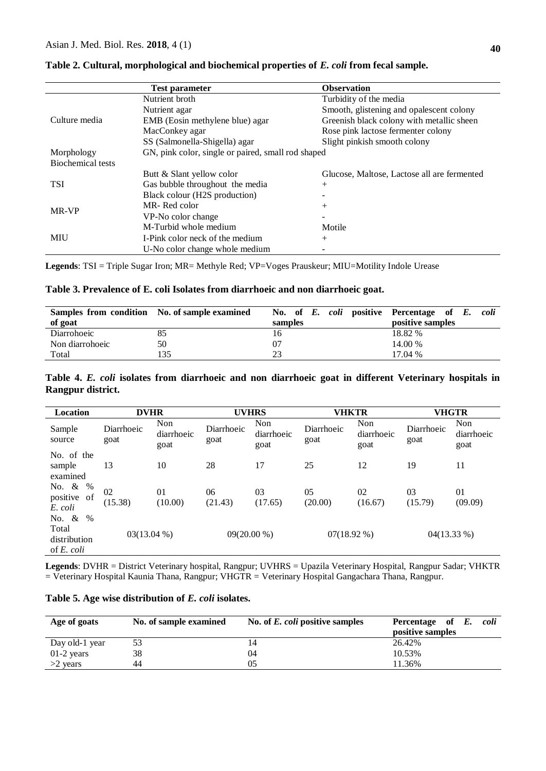**Table 2. Cultural, morphological and biochemical properties of *E. coli* from fecal sample.**

| | Test parameter | Observation |
|---|---|---|
| Culture media | Nutrient broth | Turbidity of the media |
| | Nutrient agar | Smooth, glistening and opalescent colony |
| | EMB (Eosin methylene blue) agar | Greenish black colony with metallic sheen |
| | MacConkey agar | Rose pink lactose fermenter colony |
| | SS (Salmonella-Shigella) agar | Slight pinkish smooth colony |
| Morphology | GN, pink color, single or paired, small rod shaped | |
| Biochemical tests | | |
| TSI | Butt & Slant yellow color | Glucose, Maltose, Lactose all are fermented |
| | Gas bubble throughout the media | + |
| | Black colour (H2S production) | - |
| MR-VP | MR- Red color | + |
| | VP-No color change | - |
| MIU | M-Turbid whole medium | Motile |
| | I-Pink color neck of the medium | + |
| | U-No color change whole medium | - |

**Legends**: TSI = Triple Sugar Iron; MR= Methyle Red; VP=Voges Prauskeur; MIU=Motility Indole Urease

**Table 3. Prevalence of E. coli Isolates from diarrhoeic and non diarrhoeic goat.**

| Samples from condition of goat | No. of sample examined | No. of *E. coli* positive samples | Percentage of *E. coli* positive samples |
|---|---|---|---|
| Diarrohoeic | 85 | 16 | 18.82 % |
| Non diarrohoeic | 50 | 07 | 14.00 % |
| Total | 135 | 23 | 17.04 % |

**Table 4. *E. coli* isolates from diarrhoeic and non diarrhoeic goat in different Veterinary hospitals in Rangpur district.**

| Location | DVHR | | UVHRS | | VHKTR | | VHGTR | |
|---|---|---|---|---|---|---|---|---|
| Sample source | Diarrhoeic goat | Non diarrhoeic goat | Diarrhoeic goat | Non diarrhoeic goat | Diarrhoeic goat | Non diarrhoeic goat | Diarrhoeic goat | Non diarrhoeic goat |
| No. of the sample examined | 13 | 10 | 28 | 17 | 25 | 12 | 19 | 11 |
| No. & % positive of *E. coli* | 02 (15.38) | 01 (10.00) | 06 (21.43) | 03 (17.65) | 05 (20.00) | 02 (16.67) | 03 (15.79) | 01 (09.09) |
| No. & % Total distribution of *E. coli* | 03(13.04 %) | | 09(20.00 %) | | 07(18.92 %) | | 04(13.33 %) | |

**Legends**: DVHR = District Veterinary hospital, Rangpur; UVHRS = Upazila Veterinary Hospital, Rangpur Sadar; VHKTR = Veterinary Hospital Kaunia Thana, Rangpur; VHGTR = Veterinary Hospital Gangachara Thana, Rangpur.

**Table 5. Age wise distribution of *E. coli* isolates.**

| Age of goats | No. of sample examined | No. of *E. coli* positive samples | Percentage of *E. coli* positive samples |
|---|---|---|---|
| Day old-1 year | 53 | 14 | 26.42% |
| 01-2 years | 38 | 04 | 10.53% |
| >2 years | 44 | 05 | 11.36% |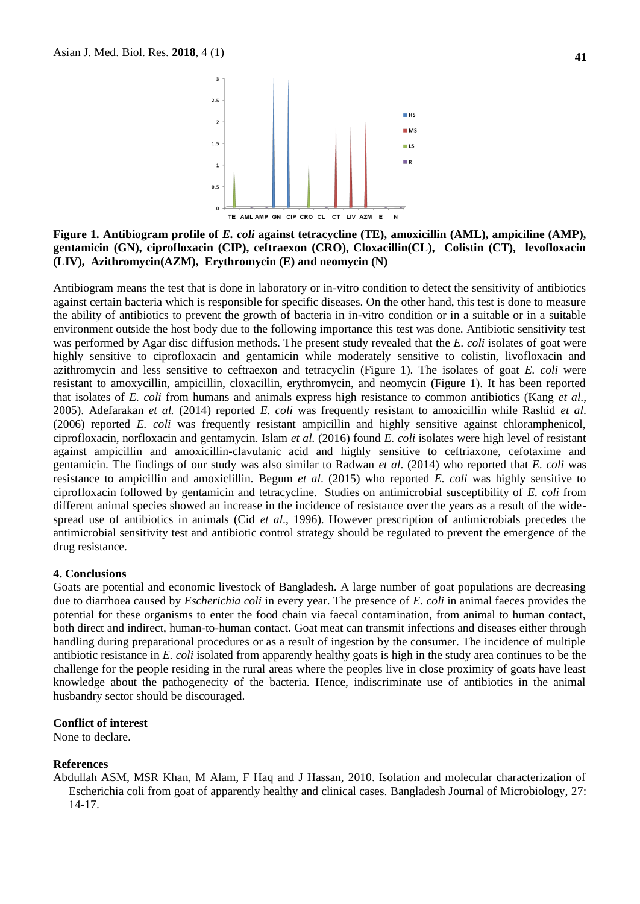**Figure 1. Antibiogram profile of *E. coli* against tetracycline (TE), amoxicillin (AML), ampiciline (AMP), gentamicin (GN), ciprofloxacin (CIP), ceftraexon (CRO), Cloxacillin(CL), Colistin (CT), levofloxacin (LIV), Azithromycin(AZM), Erythromycin (E) and neomycin (N)**

Antibiogram means the test that is done in laboratory or in-vitro condition to detect the sensitivity of antibiotics against certain bacteria which is responsible for specific diseases. On the other hand, this test is done to measure the ability of antibiotics to prevent the growth of bacteria in in-vitro condition or in a suitable or in a suitable environment outside the host body due to the following importance this test was done. Antibiotic sensitivity test was performed by Agar disc diffusion methods. The present study revealed that the *E. coli* isolates of goat were highly sensitive to ciprofloxacin and gentamicin while moderately sensitive to colistin, livofloxacin and azithromycin and less sensitive to ceftraexon and tetracyclin (Figure 1). The isolates of goat *E. coli* were resistant to amoxycillin, ampicillin, cloxacillin, erythromycin, and neomycin (Figure 1). It has been reported that isolates of *E. coli* from humans and animals express high resistance to common antibiotics (Kang *et al*., 2005). Adefarakan *et al.* (2014) reported *E. coli* was frequently resistant to amoxicillin while Rashid *et al*. (2006) reported *E. coli* was frequently resistant ampicillin and highly sensitive against chloramphenicol, ciprofloxacin, norfloxacin and gentamycin. Islam *et al.* (2016) found *E. coli* isolates were high level of resistant against ampicillin and amoxicillin-clavulanic acid and highly sensitive to ceftriaxone, cefotaxime and gentamicin. The findings of our study was also similar to Radwan *et al*. (2014) who reported that *E. coli* was resistance to ampicillin and amoxiclillin. Begum *et al*. (2015) who reported *E. coli* was highly sensitive to ciprofloxacin followed by gentamicin and tetracycline. Studies on antimicrobial susceptibility of *E. coli* from different animal species showed an increase in the incidence of resistance over the years as a result of the wide-spread use of antibiotics in animals (Cid *et al*., 1996). However prescription of antimicrobials precedes the antimicrobial sensitivity test and antibiotic control strategy should be regulated to prevent the emergence of the drug resistance.

## 4. Conclusions

Goats are potential and economic livestock of Bangladesh. A large number of goat populations are decreasing due to diarrhoea caused by *Escherichia coli* in every year. The presence of *E. coli* in animal faeces provides the potential for these organisms to enter the food chain via faecal contamination, from animal to human contact, both direct and indirect, human-to-human contact. Goat meat can transmit infections and diseases either through handling during preparational procedures or as a result of ingestion by the consumer. The incidence of multiple antibiotic resistance in *E. coli* isolated from apparently healthy goats is high in the study area continues to be the challenge for the people residing in the rural areas where the peoples live in close proximity of goats have least knowledge about the pathogenecity of the bacteria. Hence, indiscriminate use of antibiotics in the animal husbandry sector should be discouraged.

## Conflict of interest

None to declare.

## References

Abdullah ASM, MSR Khan, M Alam, F Haq and J Hassan, 2010. Isolation and molecular characterization of Escherichia coli from goat of apparently healthy and clinical cases. Bangladesh Journal of Microbiology, 27: 14-17.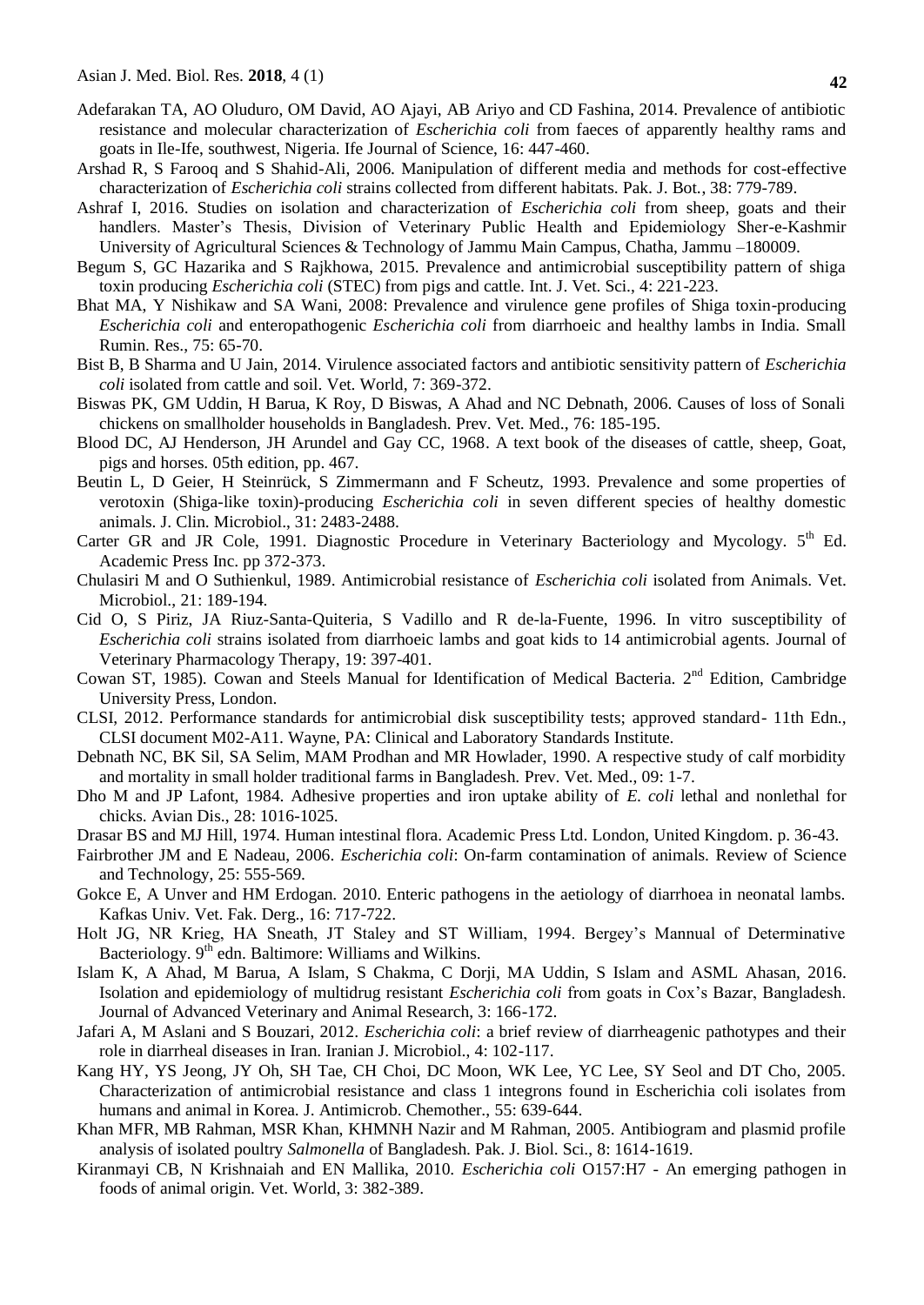Adefarakan TA, AO Oluduro, OM David, AO Ajayi, AB Ariyo and CD Fashina, 2014. Prevalence of antibiotic resistance and molecular characterization of *Escherichia coli* from faeces of apparently healthy rams and goats in Ile-Ife, southwest, Nigeria. Ife Journal of Science, 16: 447-460.

Arshad R, S Farooq and S Shahid-Ali, 2006. Manipulation of different media and methods for cost-effective characterization of *Escherichia coli* strains collected from different habitats. Pak. J. Bot., 38: 779-789.

Ashraf I, 2016. Studies on isolation and characterization of *Escherichia coli* from sheep, goats and their handlers. Master's Thesis, Division of Veterinary Public Health and Epidemiology Sher-e-Kashmir University of Agricultural Sciences & Technology of Jammu Main Campus, Chatha, Jammu –180009.

Begum S, GC Hazarika and S Rajkhowa, 2015. Prevalence and antimicrobial susceptibility pattern of shiga toxin producing *Escherichia coli* (STEC) from pigs and cattle. Int. J. Vet. Sci., 4: 221-223.

Bhat MA, Y Nishikaw and SA Wani, 2008: Prevalence and virulence gene profiles of Shiga toxin-producing *Escherichia coli* and enteropathogenic *Escherichia coli* from diarrhoeic and healthy lambs in India. Small Rumin. Res., 75: 65-70.

Bist B, B Sharma and U Jain, 2014. Virulence associated factors and antibiotic sensitivity pattern of *Escherichia coli* isolated from cattle and soil. Vet. World, 7: 369-372.

Biswas PK, GM Uddin, H Barua, K Roy, D Biswas, A Ahad and NC Debnath, 2006. Causes of loss of Sonali chickens on smallholder households in Bangladesh. Prev. Vet. Med., 76: 185-195.

Blood DC, AJ Henderson, JH Arundel and Gay CC, 1968. A text book of the diseases of cattle, sheep, Goat, pigs and horses. 05th edition, pp. 467.

Beutin L, D Geier, H Steinrück, S Zimmermann and F Scheutz, 1993. Prevalence and some properties of verotoxin (Shiga-like toxin)-producing *Escherichia coli* in seven different species of healthy domestic animals. J. Clin. Microbiol., 31: 2483-2488.

Carter GR and JR Cole, 1991. Diagnostic Procedure in Veterinary Bacteriology and Mycology. 5th Ed. Academic Press Inc. pp 372-373.

Chulasiri M and O Suthienkul, 1989. Antimicrobial resistance of *Escherichia coli* isolated from Animals. Vet. Microbiol., 21: 189-194.

Cid O, S Piriz, JA Riuz-Santa-Quiteria, S Vadillo and R de-la-Fuente, 1996. In vitro susceptibility of *Escherichia coli* strains isolated from diarrhoeic lambs and goat kids to 14 antimicrobial agents. Journal of Veterinary Pharmacology Therapy, 19: 397-401.

Cowan ST, 1985). Cowan and Steels Manual for Identification of Medical Bacteria. 2nd Edition, Cambridge University Press, London.

CLSI, 2012. Performance standards for antimicrobial disk susceptibility tests; approved standard- 11th Edn., CLSI document M02-A11. Wayne, PA: Clinical and Laboratory Standards Institute.

Debnath NC, BK Sil, SA Selim, MAM Prodhan and MR Howlader, 1990. A respective study of calf morbidity and mortality in small holder traditional farms in Bangladesh. Prev. Vet. Med., 09: 1-7.

Dho M and JP Lafont, 1984. Adhesive properties and iron uptake ability of *E. coli* lethal and nonlethal for chicks. Avian Dis., 28: 1016-1025.

Drasar BS and MJ Hill, 1974. Human intestinal flora. Academic Press Ltd. London, United Kingdom. p. 36-43.

Fairbrother JM and E Nadeau, 2006. *Escherichia coli*: On-farm contamination of animals. Review of Science and Technology, 25: 555-569.

Gokce E, A Unver and HM Erdogan. 2010. Enteric pathogens in the aetiology of diarrhoea in neonatal lambs. Kafkas Univ. Vet. Fak. Derg., 16: 717-722.

Holt JG, NR Krieg, HA Sneath, JT Staley and ST William, 1994. Bergey's Mannual of Determinative Bacteriology. 9th edn. Baltimore: Williams and Wilkins.

Islam K, A Ahad, M Barua, A Islam, S Chakma, C Dorji, MA Uddin, S Islam and ASML Ahasan, 2016. Isolation and epidemiology of multidrug resistant *Escherichia coli* from goats in Cox's Bazar, Bangladesh. Journal of Advanced Veterinary and Animal Research, 3: 166-172.

Jafari A, M Aslani and S Bouzari, 2012. *Escherichia coli*: a brief review of diarrheagenic pathotypes and their role in diarrheal diseases in Iran. Iranian J. Microbiol., 4: 102-117.

Kang HY, YS Jeong, JY Oh, SH Tae, CH Choi, DC Moon, WK Lee, YC Lee, SY Seol and DT Cho, 2005. Characterization of antimicrobial resistance and class 1 integrons found in Escherichia coli isolates from humans and animal in Korea. J. Antimicrob. Chemother., 55: 639-644.

Khan MFR, MB Rahman, MSR Khan, KHMNH Nazir and M Rahman, 2005. Antibiogram and plasmid profile analysis of isolated poultry *Salmonella* of Bangladesh. Pak. J. Biol. Sci., 8: 1614-1619.

Kiranmayi CB, N Krishnaiah and EN Mallika, 2010. *Escherichia coli* O157:H7 - An emerging pathogen in foods of animal origin. Vet. World, 3: 382-389.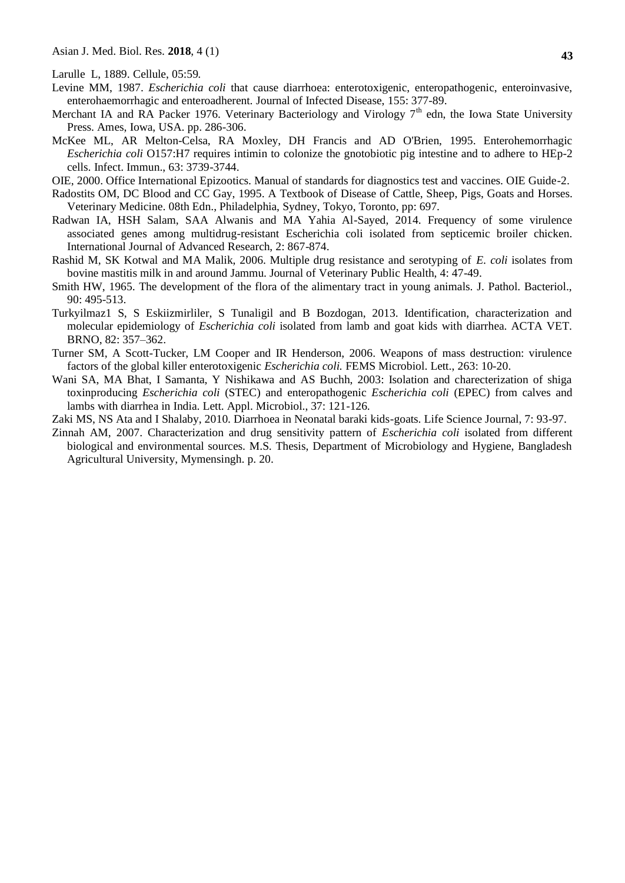Larulle L, 1889. Cellule, 05:59.

Levine MM, 1987. *Escherichia coli* that cause diarrhoea: enterotoxigenic, enteropathogenic, enteroinvasive, enterohaemorrhagic and enteroadherent. Journal of Infected Disease, 155: 377-89.

Merchant IA and RA Packer 1976. Veterinary Bacteriology and Virology 7th edn, the Iowa State University Press. Ames, Iowa, USA. pp. 286-306.

McKee ML, AR Melton-Celsa, RA Moxley, DH Francis and AD O'Brien, 1995. Enterohemorrhagic *Escherichia coli* O157:H7 requires intimin to colonize the gnotobiotic pig intestine and to adhere to HEp-2 cells. Infect. Immun., 63: 3739-3744.

OIE, 2000. Office International Epizootics. Manual of standards for diagnostics test and vaccines. OIE Guide-2.

Radostits OM, DC Blood and CC Gay, 1995. A Textbook of Disease of Cattle, Sheep, Pigs, Goats and Horses. Veterinary Medicine. 08th Edn., Philadelphia, Sydney, Tokyo, Toronto, pp: 697.

Radwan IA, HSH Salam, SAA Alwanis and MA Yahia Al-Sayed, 2014. Frequency of some virulence associated genes among multidrug-resistant Escherichia coli isolated from septicemic broiler chicken. International Journal of Advanced Research, 2: 867-874.

Rashid M, SK Kotwal and MA Malik, 2006. Multiple drug resistance and serotyping of *E. coli* isolates from bovine mastitis milk in and around Jammu. Journal of Veterinary Public Health, 4: 47-49.

Smith HW, 1965. The development of the flora of the alimentary tract in young animals. J. Pathol. Bacteriol., 90: 495-513.

Turkyilmaz1 S, S Eskiizmirliler, S Tunaligil and B Bozdogan, 2013. Identification, characterization and molecular epidemiology of *Escherichia coli* isolated from lamb and goat kids with diarrhea. ACTA VET. BRNO, 82: 357–362.

Turner SM, A Scott-Tucker, LM Cooper and IR Henderson, 2006. Weapons of mass destruction: virulence factors of the global killer enterotoxigenic *Escherichia coli.* FEMS Microbiol. Lett., 263: 10-20.

Wani SA, MA Bhat, I Samanta, Y Nishikawa and AS Buchh, 2003: Isolation and charecterization of shiga toxinproducing *Escherichia coli* (STEC) and enteropathogenic *Escherichia coli* (EPEC) from calves and lambs with diarrhea in India. Lett. Appl. Microbiol., 37: 121-126.

Zaki MS, NS Ata and I Shalaby, 2010. Diarrhoea in Neonatal baraki kids-goats. Life Science Journal, 7: 93-97.

Zinnah AM, 2007. Characterization and drug sensitivity pattern of *Escherichia coli* isolated from different biological and environmental sources. M.S. Thesis, Department of Microbiology and Hygiene, Bangladesh Agricultural University, Mymensingh. p. 20.